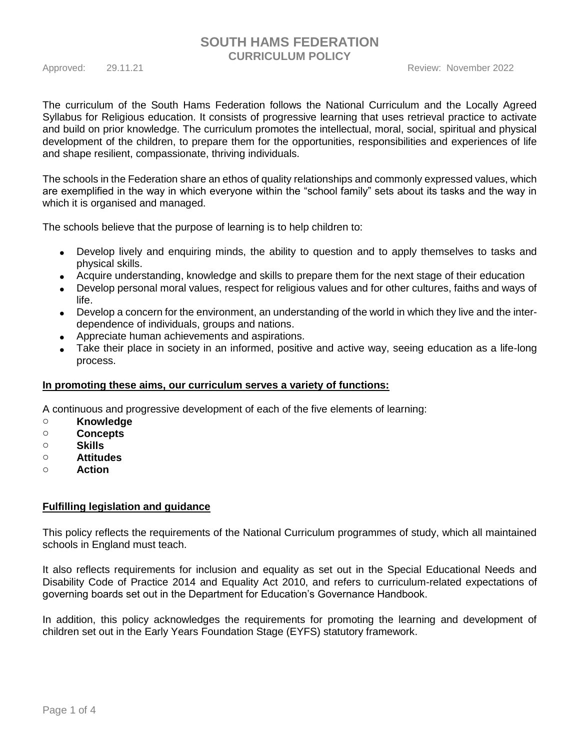# SOUTH HAMS FEDERATION
## CURRICULUM POLICY

Approved: 29.11.21 Review: November 2022

The curriculum of the South Hams Federation follows the National Curriculum and the Locally Agreed Syllabus for Religious education. It consists of progressive learning that uses retrieval practice to activate and build on prior knowledge. The curriculum promotes the intellectual, moral, social, spiritual and physical development of the children, to prepare them for the opportunities, responsibilities and experiences of life and shape resilient, compassionate, thriving individuals.

The schools in the Federation share an ethos of quality relationships and commonly expressed values, which are exemplified in the way in which everyone within the "school family" sets about its tasks and the way in which it is organised and managed.

The schools believe that the purpose of learning is to help children to:

- Develop lively and enquiring minds, the ability to question and to apply themselves to tasks and physical skills.
- Acquire understanding, knowledge and skills to prepare them for the next stage of their education
- Develop personal moral values, respect for religious values and for other cultures, faiths and ways of life.
- Develop a concern for the environment, an understanding of the world in which they live and the inter-dependence of individuals, groups and nations.
- Appreciate human achievements and aspirations.
- Take their place in society in an informed, positive and active way, seeing education as a life-long process.

**In promoting these aims, our curriculum serves a variety of functions:**

A continuous and progressive development of each of the five elements of learning:

- **Knowledge**
- **Concepts**
- **Skills**
- **Attitudes**
- **Action**

**Fulfilling legislation and guidance**

This policy reflects the requirements of the National Curriculum programmes of study, which all maintained schools in England must teach.

It also reflects requirements for inclusion and equality as set out in the Special Educational Needs and Disability Code of Practice 2014 and Equality Act 2010, and refers to curriculum-related expectations of governing boards set out in the Department for Education's Governance Handbook.

In addition, this policy acknowledges the requirements for promoting the learning and development of children set out in the Early Years Foundation Stage (EYFS) statutory framework.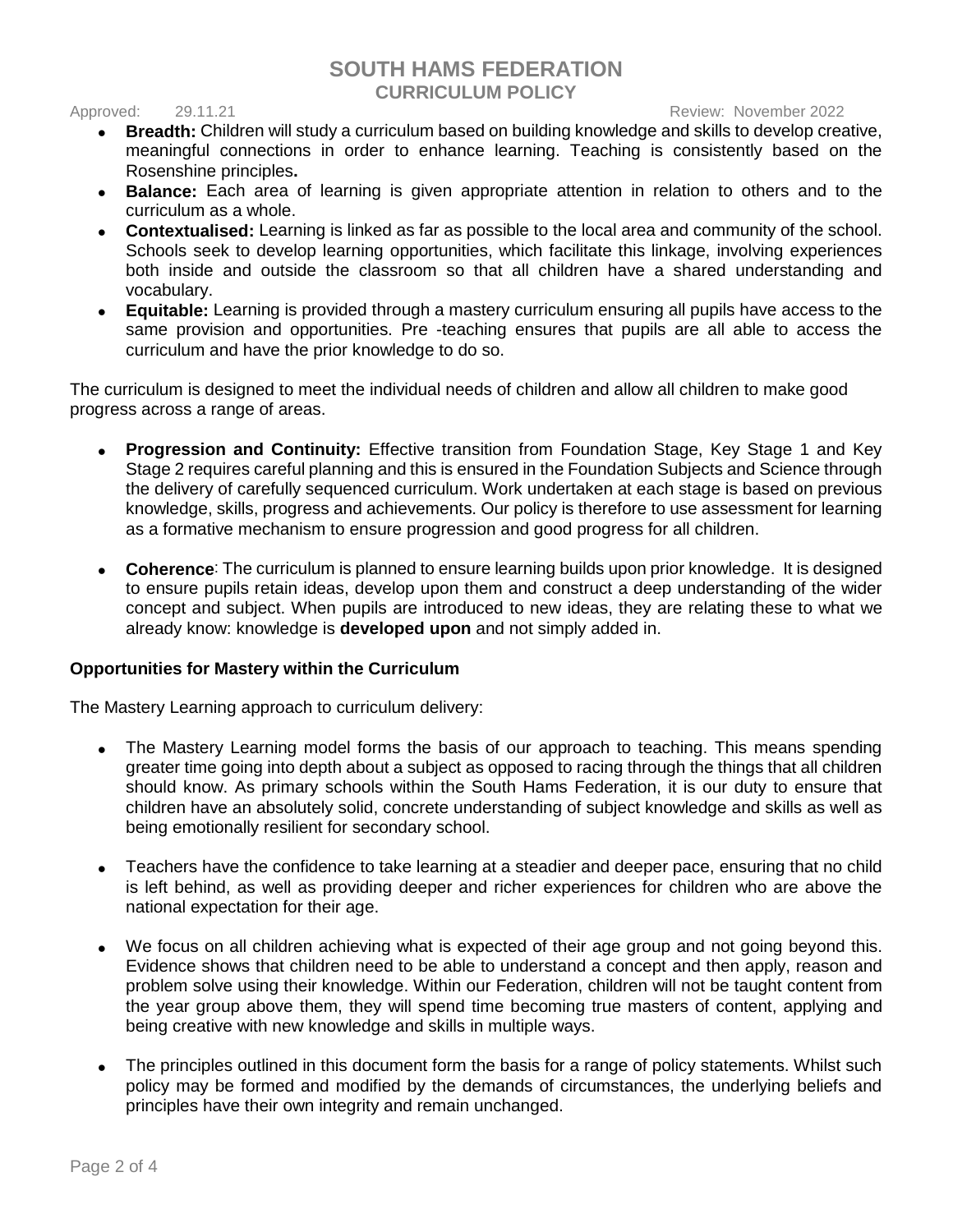- **Breadth:** Children will study a curriculum based on building knowledge and skills to develop creative, meaningful connections in order to enhance learning. Teaching is consistently based on the Rosenshine principles**.**
- **Balance:** Each area of learning is given appropriate attention in relation to others and to the curriculum as a whole.
- **Contextualised:** Learning is linked as far as possible to the local area and community of the school. Schools seek to develop learning opportunities, which facilitate this linkage, involving experiences both inside and outside the classroom so that all children have a shared understanding and vocabulary.
- **Equitable:** Learning is provided through a mastery curriculum ensuring all pupils have access to the same provision and opportunities. Pre -teaching ensures that pupils are all able to access the curriculum and have the prior knowledge to do so.

The curriculum is designed to meet the individual needs of children and allow all children to make good progress across a range of areas.

- **Progression and Continuity:** Effective transition from Foundation Stage, Key Stage 1 and Key Stage 2 requires careful planning and this is ensured in the Foundation Subjects and Science through the delivery of carefully sequenced curriculum. Work undertaken at each stage is based on previous knowledge, skills, progress and achievements. Our policy is therefore to use assessment for learning as a formative mechanism to ensure progression and good progress for all children.

- **Coherence**: The curriculum is planned to ensure learning builds upon prior knowledge. It is designed to ensure pupils retain ideas, develop upon them and construct a deep understanding of the wider concept and subject. When pupils are introduced to new ideas, they are relating these to what we already know: knowledge is **developed upon** and not simply added in.

**Opportunities for Mastery within the Curriculum**

The Mastery Learning approach to curriculum delivery:

- The Mastery Learning model forms the basis of our approach to teaching. This means spending greater time going into depth about a subject as opposed to racing through the things that all children should know. As primary schools within the South Hams Federation, it is our duty to ensure that children have an absolutely solid, concrete understanding of subject knowledge and skills as well as being emotionally resilient for secondary school.

- Teachers have the confidence to take learning at a steadier and deeper pace, ensuring that no child is left behind, as well as providing deeper and richer experiences for children who are above the national expectation for their age.

- We focus on all children achieving what is expected of their age group and not going beyond this. Evidence shows that children need to be able to understand a concept and then apply, reason and problem solve using their knowledge. Within our Federation, children will not be taught content from the year group above them, they will spend time becoming true masters of content, applying and being creative with new knowledge and skills in multiple ways.

- The principles outlined in this document form the basis for a range of policy statements. Whilst such policy may be formed and modified by the demands of circumstances, the underlying beliefs and principles have their own integrity and remain unchanged.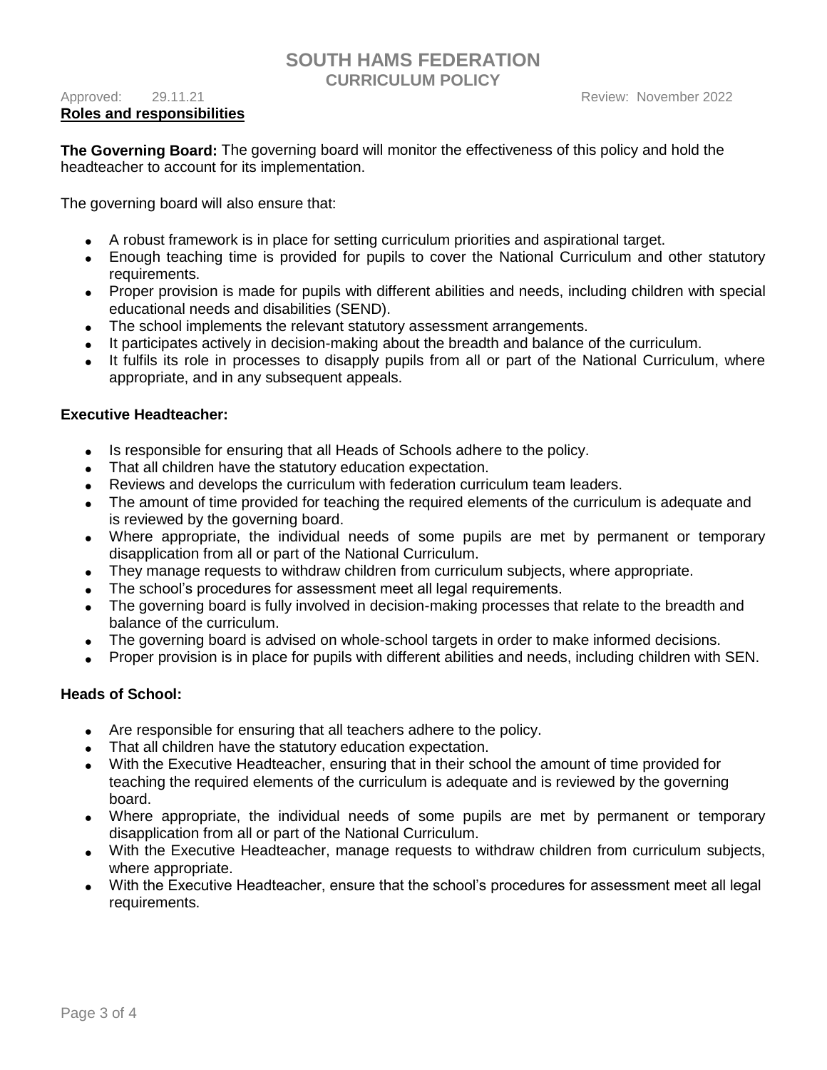## Roles and responsibilities

**The Governing Board:** The governing board will monitor the effectiveness of this policy and hold the headteacher to account for its implementation.

The governing board will also ensure that:

- A robust framework is in place for setting curriculum priorities and aspirational target.
- Enough teaching time is provided for pupils to cover the National Curriculum and other statutory requirements.
- Proper provision is made for pupils with different abilities and needs, including children with special educational needs and disabilities (SEND).
- The school implements the relevant statutory assessment arrangements.
- It participates actively in decision-making about the breadth and balance of the curriculum.
- It fulfils its role in processes to disapply pupils from all or part of the National Curriculum, where appropriate, and in any subsequent appeals.

### Executive Headteacher:

- Is responsible for ensuring that all Heads of Schools adhere to the policy.
- That all children have the statutory education expectation.
- Reviews and develops the curriculum with federation curriculum team leaders.
- The amount of time provided for teaching the required elements of the curriculum is adequate and is reviewed by the governing board.
- Where appropriate, the individual needs of some pupils are met by permanent or temporary disapplication from all or part of the National Curriculum.
- They manage requests to withdraw children from curriculum subjects, where appropriate.
- The school's procedures for assessment meet all legal requirements.
- The governing board is fully involved in decision-making processes that relate to the breadth and balance of the curriculum.
- The governing board is advised on whole-school targets in order to make informed decisions.
- Proper provision is in place for pupils with different abilities and needs, including children with SEN.

### Heads of School:

- Are responsible for ensuring that all teachers adhere to the policy.
- That all children have the statutory education expectation.
- With the Executive Headteacher, ensuring that in their school the amount of time provided for teaching the required elements of the curriculum is adequate and is reviewed by the governing board.
- Where appropriate, the individual needs of some pupils are met by permanent or temporary disapplication from all or part of the National Curriculum.
- With the Executive Headteacher, manage requests to withdraw children from curriculum subjects, where appropriate.
- With the Executive Headteacher, ensure that the school's procedures for assessment meet all legal requirements.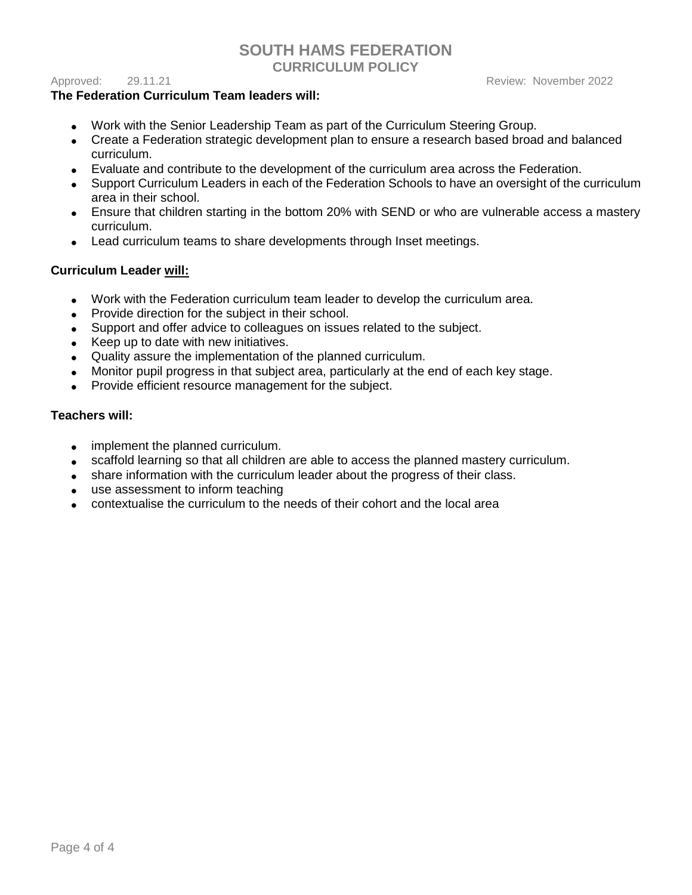**The Federation Curriculum Team leaders will:**

- Work with the Senior Leadership Team as part of the Curriculum Steering Group.
- Create a Federation strategic development plan to ensure a research based broad and balanced curriculum.
- Evaluate and contribute to the development of the curriculum area across the Federation.
- Support Curriculum Leaders in each of the Federation Schools to have an oversight of the curriculum area in their school.
- Ensure that children starting in the bottom 20% with SEND or who are vulnerable access a mastery curriculum.
- Lead curriculum teams to share developments through Inset meetings.

**Curriculum Leader will:**

- Work with the Federation curriculum team leader to develop the curriculum area.
- Provide direction for the subject in their school.
- Support and offer advice to colleagues on issues related to the subject.
- Keep up to date with new initiatives.
- Quality assure the implementation of the planned curriculum.
- Monitor pupil progress in that subject area, particularly at the end of each key stage.
- Provide efficient resource management for the subject.

**Teachers will:**

- implement the planned curriculum.
- scaffold learning so that all children are able to access the planned mastery curriculum.
- share information with the curriculum leader about the progress of their class.
- use assessment to inform teaching
- contextualise the curriculum to the needs of their cohort and the local area